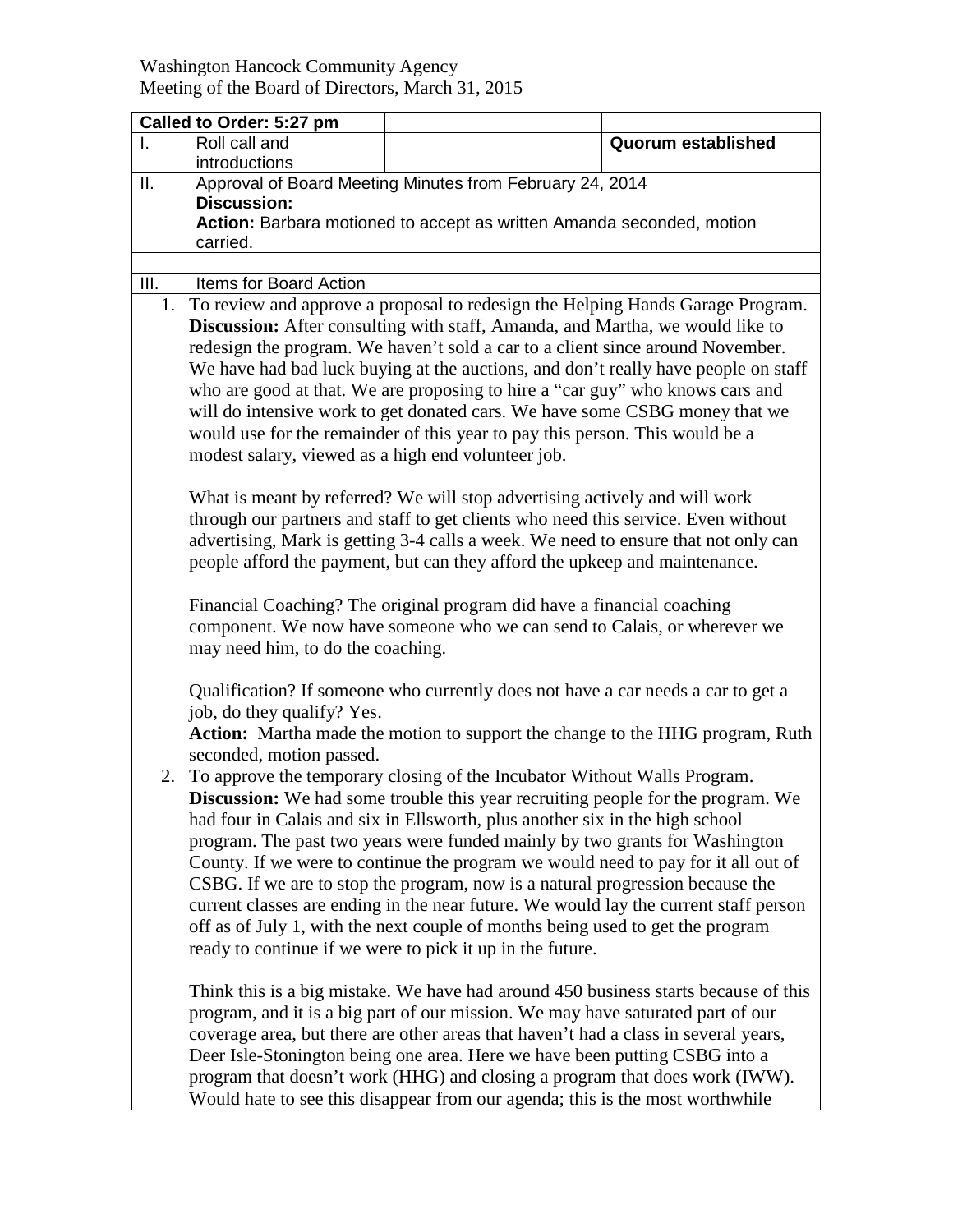Washington Hancock Community Agency
Meeting of the Board of Directors, March 31, 2015

| **Called to Order: 5:27 pm** | | |
|---|---|---|
| I. Roll call and introductions | | **Quorum established** |
| II. Approval of Board Meeting Minutes from February 24, 2014<br>**Discussion:**<br>**Action:** Barbara motioned to accept as written Amanda seconded, motion carried. | | |

III. Items for Board Action

1. To review and approve a proposal to redesign the Helping Hands Garage Program.
   **Discussion:** After consulting with staff, Amanda, and Martha, we would like to redesign the program. We haven't sold a car to a client since around November. We have had bad luck buying at the auctions, and don't really have people on staff who are good at that. We are proposing to hire a "car guy" who knows cars and will do intensive work to get donated cars. We have some CSBG money that we would use for the remainder of this year to pay this person. This would be a modest salary, viewed as a high end volunteer job.

   What is meant by referred? We will stop advertising actively and will work through our partners and staff to get clients who need this service. Even without advertising, Mark is getting 3-4 calls a week. We need to ensure that not only can people afford the payment, but can they afford the upkeep and maintenance.

   Financial Coaching? The original program did have a financial coaching component. We now have someone who we can send to Calais, or wherever we may need him, to do the coaching.

   Qualification? If someone who currently does not have a car needs a car to get a job, do they qualify? Yes.
   **Action:** Martha made the motion to support the change to the HHG program, Ruth seconded, motion passed.

2. To approve the temporary closing of the Incubator Without Walls Program.
   **Discussion:** We had some trouble this year recruiting people for the program. We had four in Calais and six in Ellsworth, plus another six in the high school program. The past two years were funded mainly by two grants for Washington County. If we were to continue the program we would need to pay for it all out of CSBG. If we are to stop the program, now is a natural progression because the current classes are ending in the near future. We would lay the current staff person off as of July 1, with the next couple of months being used to get the program ready to continue if we were to pick it up in the future.

   Think this is a big mistake. We have had around 450 business starts because of this program, and it is a big part of our mission. We may have saturated part of our coverage area, but there are other areas that haven't had a class in several years, Deer Isle-Stonington being one area. Here we have been putting CSBG into a program that doesn't work (HHG) and closing a program that does work (IWW). Would hate to see this disappear from our agenda; this is the most worthwhile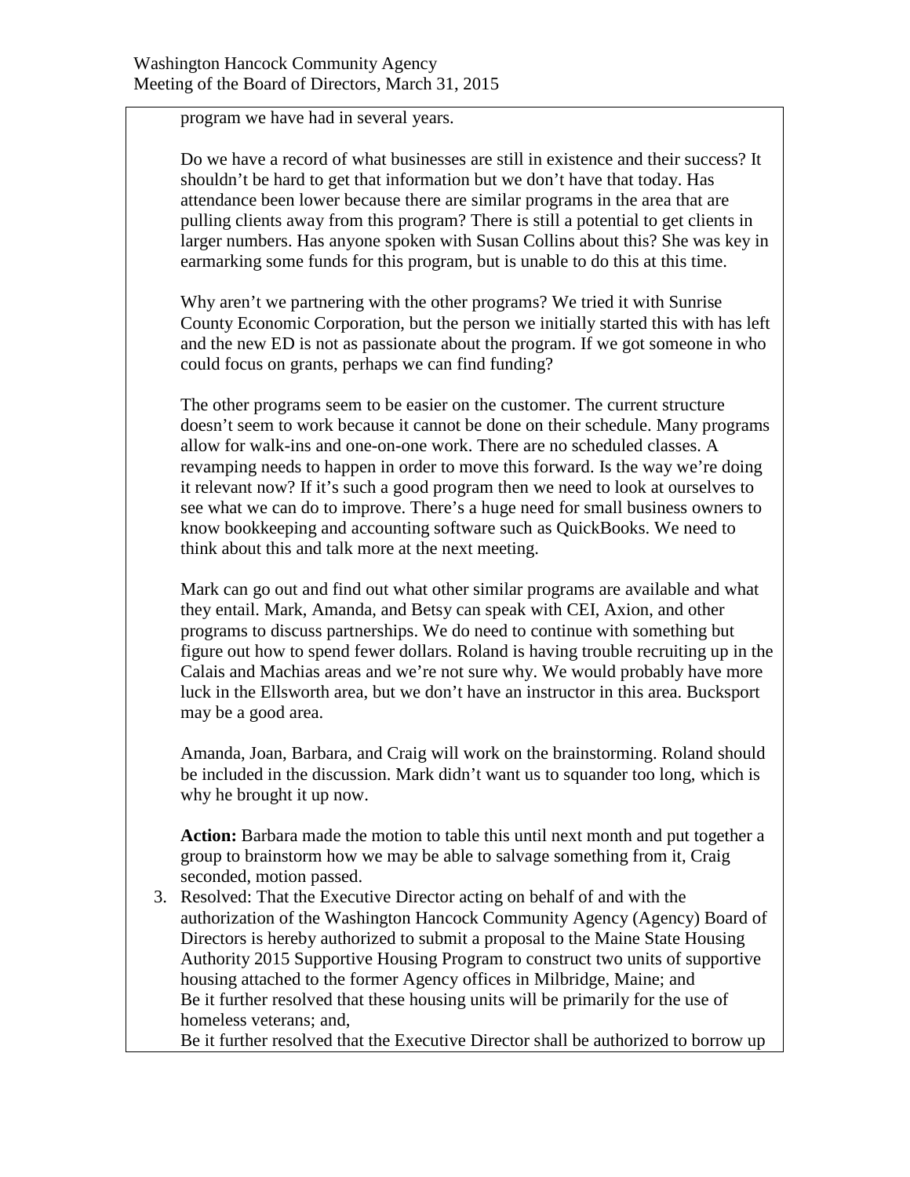program we have had in several years.

Do we have a record of what businesses are still in existence and their success? It shouldn't be hard to get that information but we don't have that today. Has attendance been lower because there are similar programs in the area that are pulling clients away from this program? There is still a potential to get clients in larger numbers. Has anyone spoken with Susan Collins about this? She was key in earmarking some funds for this program, but is unable to do this at this time.

Why aren't we partnering with the other programs? We tried it with Sunrise County Economic Corporation, but the person we initially started this with has left and the new ED is not as passionate about the program. If we got someone in who could focus on grants, perhaps we can find funding?

The other programs seem to be easier on the customer. The current structure doesn't seem to work because it cannot be done on their schedule. Many programs allow for walk-ins and one-on-one work. There are no scheduled classes. A revamping needs to happen in order to move this forward. Is the way we're doing it relevant now? If it's such a good program then we need to look at ourselves to see what we can do to improve. There's a huge need for small business owners to know bookkeeping and accounting software such as QuickBooks. We need to think about this and talk more at the next meeting.

Mark can go out and find out what other similar programs are available and what they entail. Mark, Amanda, and Betsy can speak with CEI, Axion, and other programs to discuss partnerships. We do need to continue with something but figure out how to spend fewer dollars. Roland is having trouble recruiting up in the Calais and Machias areas and we're not sure why. We would probably have more luck in the Ellsworth area, but we don't have an instructor in this area. Bucksport may be a good area.

Amanda, Joan, Barbara, and Craig will work on the brainstorming. Roland should be included in the discussion. Mark didn't want us to squander too long, which is why he brought it up now.

**Action:** Barbara made the motion to table this until next month and put together a group to brainstorm how we may be able to salvage something from it, Craig seconded, motion passed.

3. Resolved: That the Executive Director acting on behalf of and with the authorization of the Washington Hancock Community Agency (Agency) Board of Directors is hereby authorized to submit a proposal to the Maine State Housing Authority 2015 Supportive Housing Program to construct two units of supportive housing attached to the former Agency offices in Milbridge, Maine; and
   Be it further resolved that these housing units will be primarily for the use of homeless veterans; and,
   Be it further resolved that the Executive Director shall be authorized to borrow up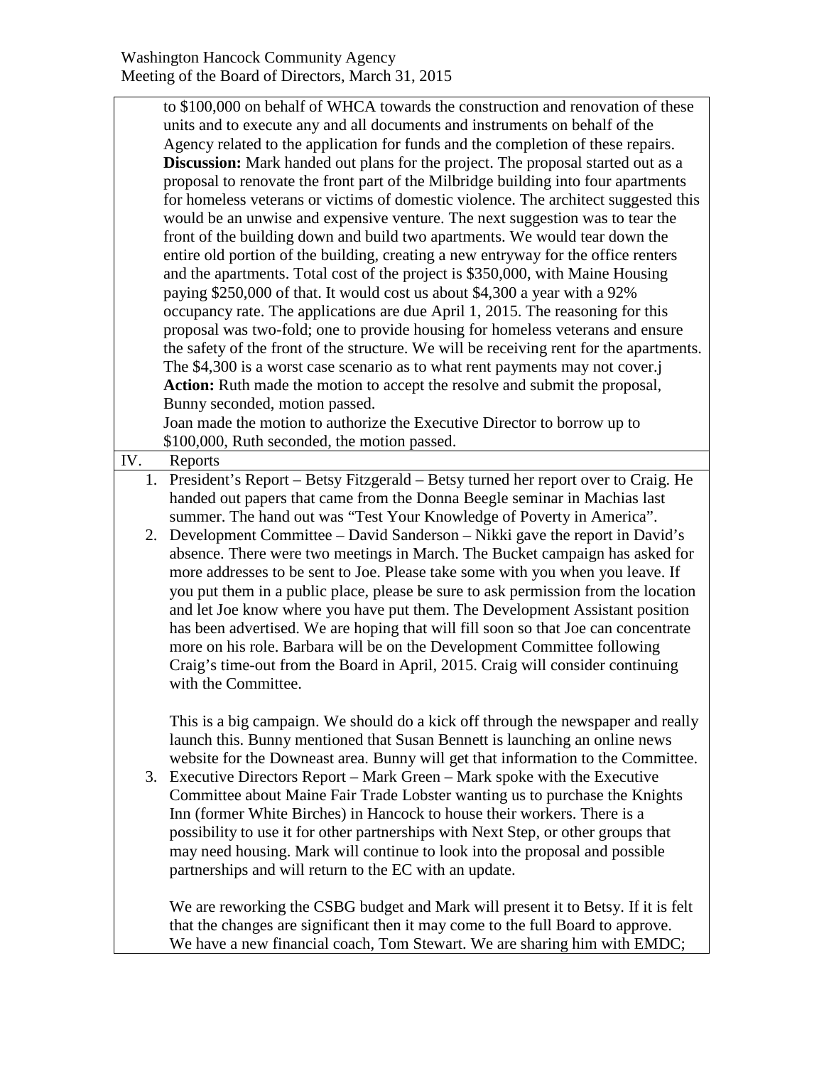to $100,000 on behalf of WHCA towards the construction and renovation of these units and to execute any and all documents and instruments on behalf of the Agency related to the application for funds and the completion of these repairs.

**Discussion:** Mark handed out plans for the project. The proposal started out as a proposal to renovate the front part of the Milbridge building into four apartments for homeless veterans or victims of domestic violence. The architect suggested this would be an unwise and expensive venture. The next suggestion was to tear the front of the building down and build two apartments. We would tear down the entire old portion of the building, creating a new entryway for the office renters and the apartments. Total cost of the project is $350,000, with Maine Housing paying $250,000 of that. It would cost us about $4,300 a year with a 92% occupancy rate. The applications are due April 1, 2015. The reasoning for this proposal was two-fold; one to provide housing for homeless veterans and ensure the safety of the front of the structure. We will be receiving rent for the apartments. The $4,300 is a worst case scenario as to what rent payments may not cover.j

**Action:** Ruth made the motion to accept the resolve and submit the proposal, Bunny seconded, motion passed.

Joan made the motion to authorize the Executive Director to borrow up to $100,000, Ruth seconded, the motion passed.

## IV. Reports

1. President's Report – Betsy Fitzgerald – Betsy turned her report over to Craig. He handed out papers that came from the Donna Beegle seminar in Machias last summer. The hand out was "Test Your Knowledge of Poverty in America".
2. Development Committee – David Sanderson – Nikki gave the report in David's absence. There were two meetings in March. The Bucket campaign has asked for more addresses to be sent to Joe. Please take some with you when you leave. If you put them in a public place, please be sure to ask permission from the location and let Joe know where you have put them. The Development Assistant position has been advertised. We are hoping that will fill soon so that Joe can concentrate more on his role. Barbara will be on the Development Committee following Craig's time-out from the Board in April, 2015. Craig will consider continuing with the Committee.

   This is a big campaign. We should do a kick off through the newspaper and really launch this. Bunny mentioned that Susan Bennett is launching an online news website for the Downeast area. Bunny will get that information to the Committee.
3. Executive Directors Report – Mark Green – Mark spoke with the Executive Committee about Maine Fair Trade Lobster wanting us to purchase the Knights Inn (former White Birches) in Hancock to house their workers. There is a possibility to use it for other partnerships with Next Step, or other groups that may need housing. Mark will continue to look into the proposal and possible partnerships and will return to the EC with an update.

   We are reworking the CSBG budget and Mark will present it to Betsy. If it is felt that the changes are significant then it may come to the full Board to approve. We have a new financial coach, Tom Stewart. We are sharing him with EMDC;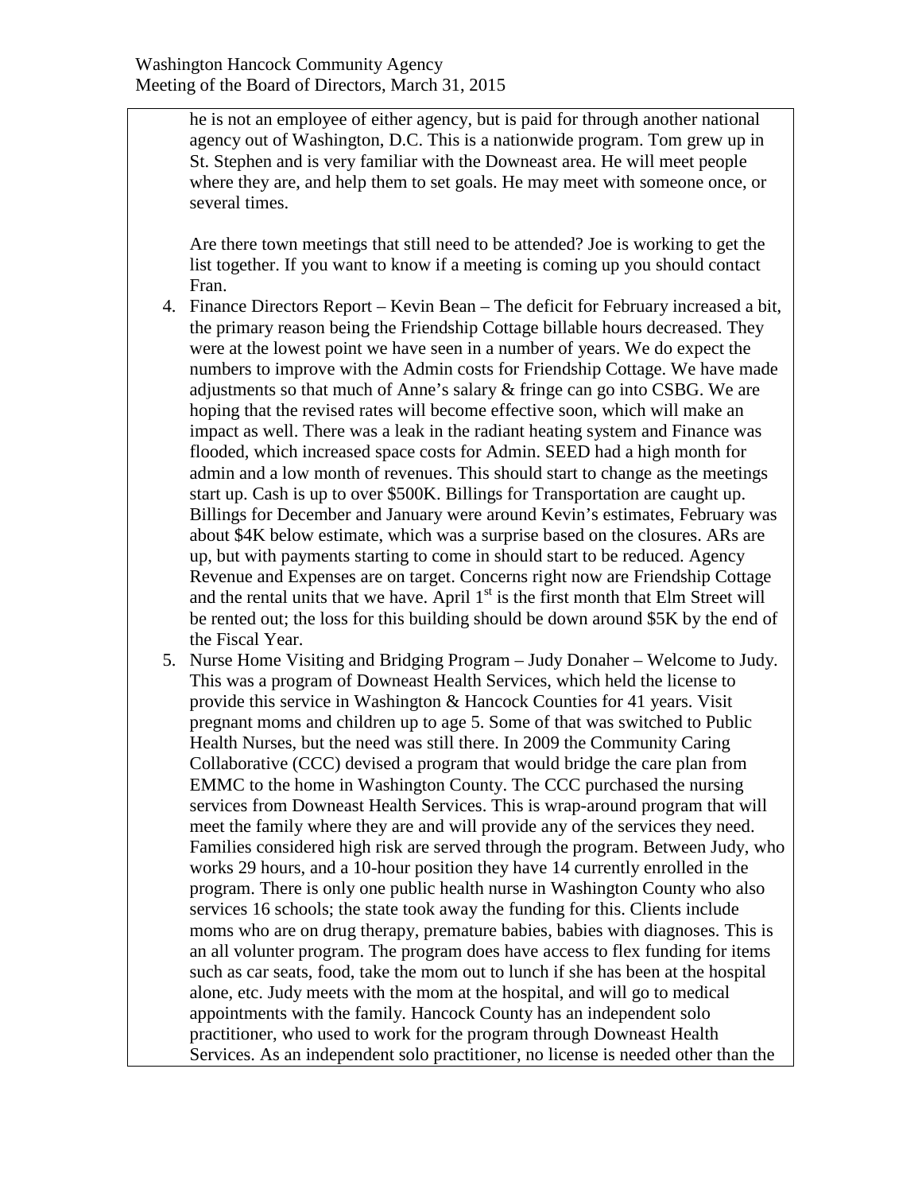he is not an employee of either agency, but is paid for through another national agency out of Washington, D.C. This is a nationwide program. Tom grew up in St. Stephen and is very familiar with the Downeast area. He will meet people where they are, and help them to set goals. He may meet with someone once, or several times.

Are there town meetings that still need to be attended? Joe is working to get the list together. If you want to know if a meeting is coming up you should contact Fran.

4. Finance Directors Report – Kevin Bean – The deficit for February increased a bit, the primary reason being the Friendship Cottage billable hours decreased. They were at the lowest point we have seen in a number of years. We do expect the numbers to improve with the Admin costs for Friendship Cottage. We have made adjustments so that much of Anne's salary & fringe can go into CSBG. We are hoping that the revised rates will become effective soon, which will make an impact as well. There was a leak in the radiant heating system and Finance was flooded, which increased space costs for Admin. SEED had a high month for admin and a low month of revenues. This should start to change as the meetings start up. Cash is up to over $500K. Billings for Transportation are caught up. Billings for December and January were around Kevin's estimates, February was about $4K below estimate, which was a surprise based on the closures. ARs are up, but with payments starting to come in should start to be reduced. Agency Revenue and Expenses are on target. Concerns right now are Friendship Cottage and the rental units that we have. April 1st is the first month that Elm Street will be rented out; the loss for this building should be down around $5K by the end of the Fiscal Year.
5. Nurse Home Visiting and Bridging Program – Judy Donaher – Welcome to Judy. This was a program of Downeast Health Services, which held the license to provide this service in Washington & Hancock Counties for 41 years. Visit pregnant moms and children up to age 5. Some of that was switched to Public Health Nurses, but the need was still there. In 2009 the Community Caring Collaborative (CCC) devised a program that would bridge the care plan from EMMC to the home in Washington County. The CCC purchased the nursing services from Downeast Health Services. This is wrap-around program that will meet the family where they are and will provide any of the services they need. Families considered high risk are served through the program. Between Judy, who works 29 hours, and a 10-hour position they have 14 currently enrolled in the program. There is only one public health nurse in Washington County who also services 16 schools; the state took away the funding for this. Clients include moms who are on drug therapy, premature babies, babies with diagnoses. This is an all volunter program. The program does have access to flex funding for items such as car seats, food, take the mom out to lunch if she has been at the hospital alone, etc. Judy meets with the mom at the hospital, and will go to medical appointments with the family. Hancock County has an independent solo practitioner, who used to work for the program through Downeast Health Services. As an independent solo practitioner, no license is needed other than the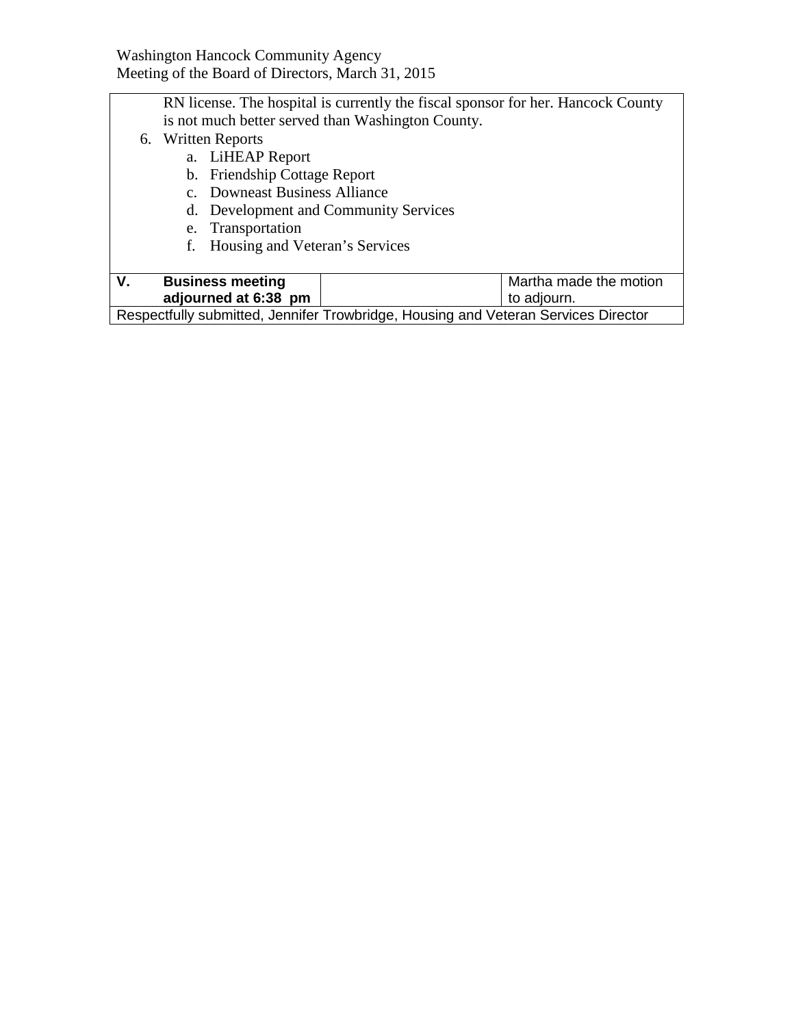RN license. The hospital is currently the fiscal sponsor for her. Hancock County is not much better served than Washington County.

6. Written Reports
   a. LiHEAP Report
   b. Friendship Cottage Report
   c. Downeast Business Alliance
   d. Development and Community Services
   e. Transportation
   f. Housing and Veteran's Services

| | | | |
|---|---|---|---|
| **V.** | **Business meeting adjourned at 6:38 pm** | | Martha made the motion to adjourn. |
| Respectfully submitted, Jennifer Trowbridge, Housing and Veteran Services Director | | | |